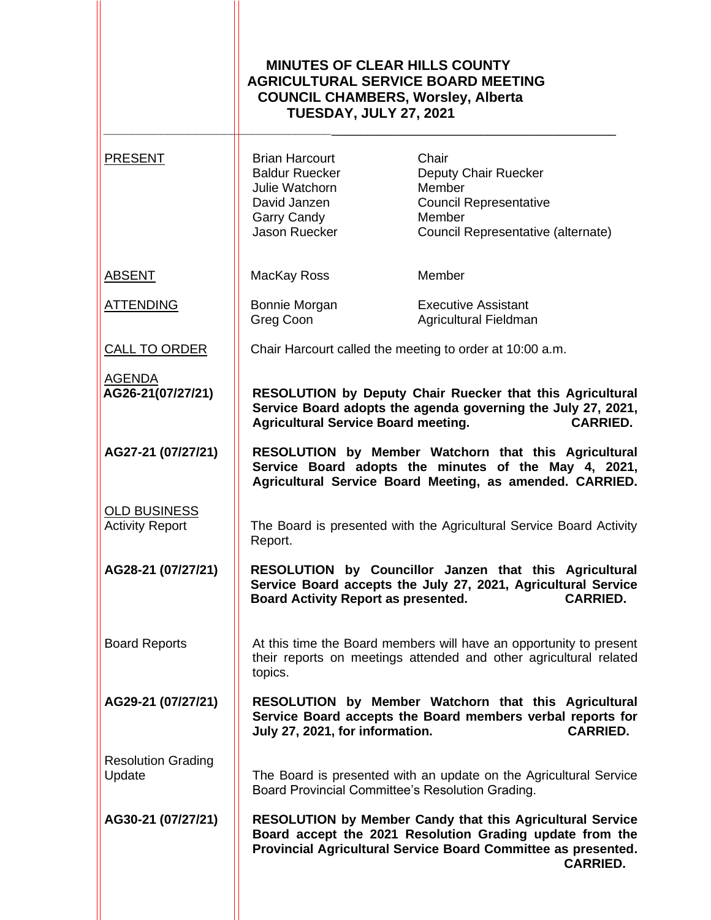# MINUTES OF CLEAR HILLS COUNTY AGRICULTURAL SERVICE BOARD MEETING COUNCIL CHAMBERS, Worsley, Alberta TUESDAY, JULY 27, 2021

| | | |
|---|---|---|
| PRESENT | Brian Harcourt | Chair |
| | Baldur Ruecker | Deputy Chair Ruecker |
| | Julie Watchorn | Member |
| | David Janzen | Council Representative |
| | Garry Candy | Member |
| | Jason Ruecker | Council Representative (alternate) |
| ABSENT | MacKay Ross | Member |
| ATTENDING | Bonnie Morgan | Executive Assistant |
| | Greg Coon | Agricultural Fieldman |

**CALL TO ORDER**

Chair Harcourt called the meeting to order at 10:00 a.m.

**AGENDA**

**AG26-21(07/27/21)** **RESOLUTION by Deputy Chair Ruecker that this Agricultural Service Board adopts the agenda governing the July 27, 2021, Agricultural Service Board meeting. CARRIED.**

**AG27-21 (07/27/21)** **RESOLUTION by Member Watchorn that this Agricultural Service Board adopts the minutes of the May 4, 2021, Agricultural Service Board Meeting, as amended. CARRIED.**

**OLD BUSINESS**

**Activity Report**

The Board is presented with the Agricultural Service Board Activity Report.

**AG28-21 (07/27/21)** **RESOLUTION by Councillor Janzen that this Agricultural Service Board accepts the July 27, 2021, Agricultural Service Board Activity Report as presented. CARRIED.**

**Board Reports**

At this time the Board members will have an opportunity to present their reports on meetings attended and other agricultural related topics.

**AG29-21 (07/27/21)** **RESOLUTION by Member Watchorn that this Agricultural Service Board accepts the Board members verbal reports for July 27, 2021, for information. CARRIED.**

**Resolution Grading Update**

The Board is presented with an update on the Agricultural Service Board Provincial Committee's Resolution Grading.

**AG30-21 (07/27/21)** **RESOLUTION by Member Candy that this Agricultural Service Board accept the 2021 Resolution Grading update from the Provincial Agricultural Service Board Committee as presented. CARRIED.**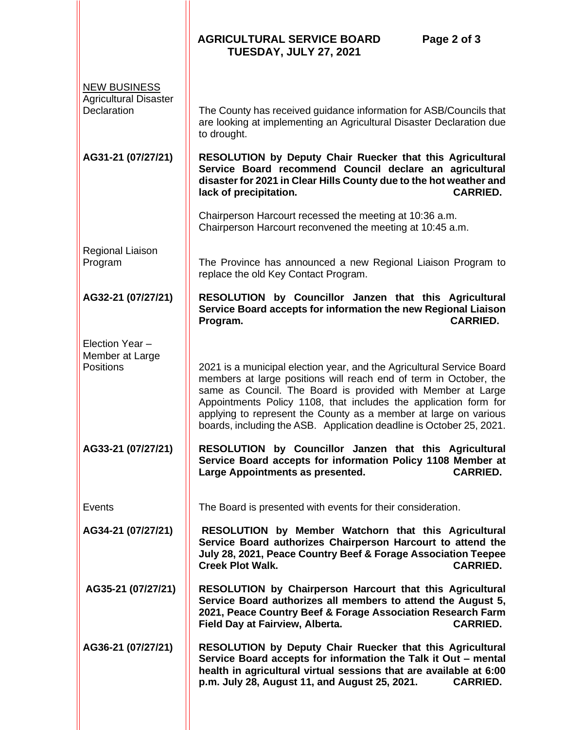## NEW BUSINESS

**Agricultural Disaster Declaration**

The County has received guidance information for ASB/Councils that are looking at implementing an Agricultural Disaster Declaration due to drought.

**AG31-21 (07/27/21)**

**RESOLUTION by Deputy Chair Ruecker that this Agricultural Service Board recommend Council declare an agricultural disaster for 2021 in Clear Hills County due to the hot weather and lack of precipitation. CARRIED.**

Chairperson Harcourt recessed the meeting at 10:36 a.m.
Chairperson Harcourt reconvened the meeting at 10:45 a.m.

**Regional Liaison Program**

The Province has announced a new Regional Liaison Program to replace the old Key Contact Program.

**AG32-21 (07/27/21)**

**RESOLUTION by Councillor Janzen that this Agricultural Service Board accepts for information the new Regional Liaison Program. CARRIED.**

**Election Year – Member at Large Positions**

2021 is a municipal election year, and the Agricultural Service Board members at large positions will reach end of term in October, the same as Council. The Board is provided with Member at Large Appointments Policy 1108, that includes the application form for applying to represent the County as a member at large on various boards, including the ASB. Application deadline is October 25, 2021.

**AG33-21 (07/27/21)**

**RESOLUTION by Councillor Janzen that this Agricultural Service Board accepts for information Policy 1108 Member at Large Appointments as presented. CARRIED.**

**Events**

The Board is presented with events for their consideration.

**AG34-21 (07/27/21)**

**RESOLUTION by Member Watchorn that this Agricultural Service Board authorizes Chairperson Harcourt to attend the July 28, 2021, Peace Country Beef & Forage Association Teepee Creek Plot Walk. CARRIED.**

**AG35-21 (07/27/21)**

**RESOLUTION by Chairperson Harcourt that this Agricultural Service Board authorizes all members to attend the August 5, 2021, Peace Country Beef & Forage Association Research Farm Field Day at Fairview, Alberta. CARRIED.**

**AG36-21 (07/27/21)**

**RESOLUTION by Deputy Chair Ruecker that this Agricultural Service Board accepts for information the Talk it Out – mental health in agricultural virtual sessions that are available at 6:00 p.m. July 28, August 11, and August 25, 2021. CARRIED.**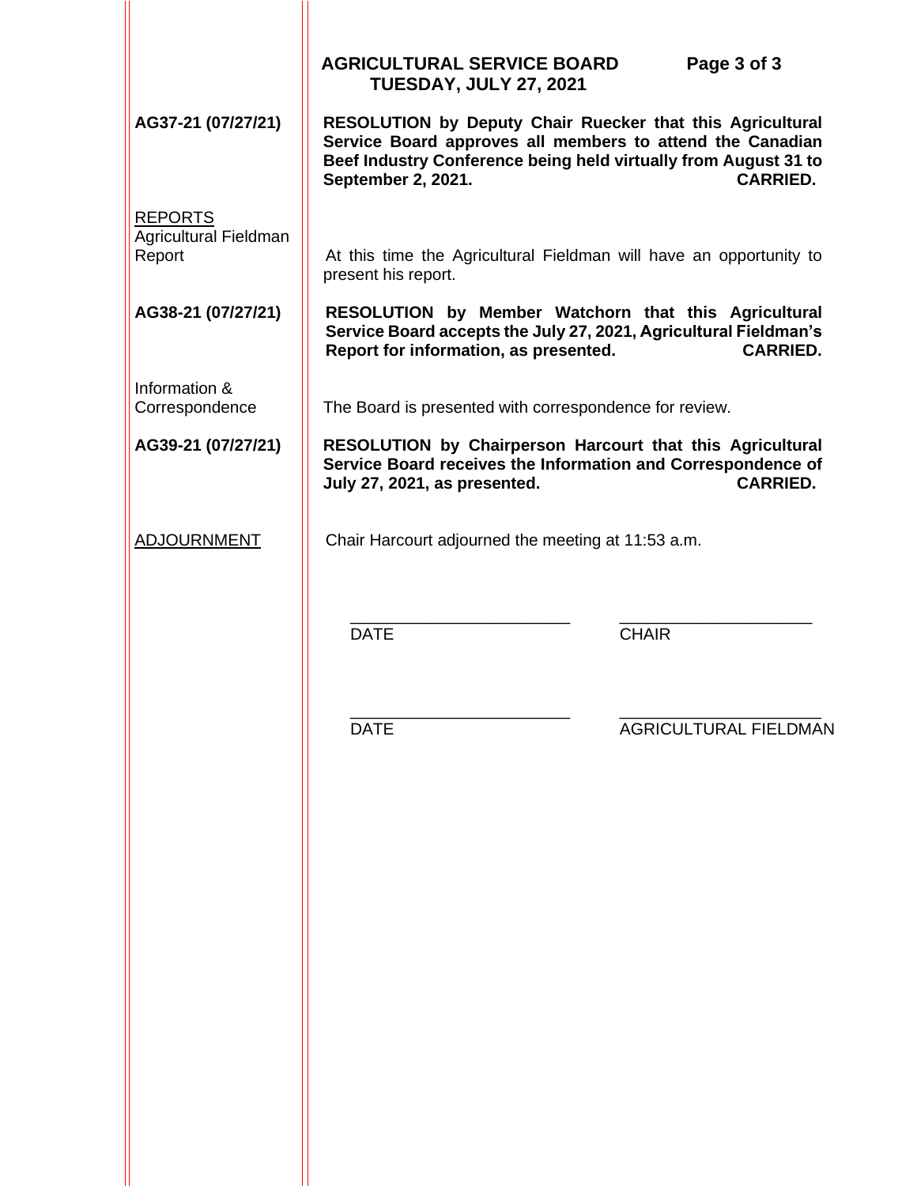**AGRICULTURAL SERVICE BOARD**
**TUESDAY, JULY 27, 2021**

**AG37-21 (07/27/21)**

**RESOLUTION by Deputy Chair Ruecker that this Agricultural Service Board approves all members to attend the Canadian Beef Industry Conference being held virtually from August 31 to September 2, 2021. CARRIED.**

REPORTS
Agricultural Fieldman Report

At this time the Agricultural Fieldman will have an opportunity to present his report.

**AG38-21 (07/27/21)**

**RESOLUTION by Member Watchorn that this Agricultural Service Board accepts the July 27, 2021, Agricultural Fieldman's Report for information, as presented. CARRIED.**

Information & Correspondence

The Board is presented with correspondence for review.

**AG39-21 (07/27/21)**

**RESOLUTION by Chairperson Harcourt that this Agricultural Service Board receives the Information and Correspondence of July 27, 2021, as presented. CARRIED.**

ADJOURNMENT

Chair Harcourt adjourned the meeting at 11:53 a.m.

| | |
|---|---|
| ________________________ | ____________________ |
| DATE | CHAIR |
| ________________________ | ____________________ |
| DATE | AGRICULTURAL FIELDMAN |